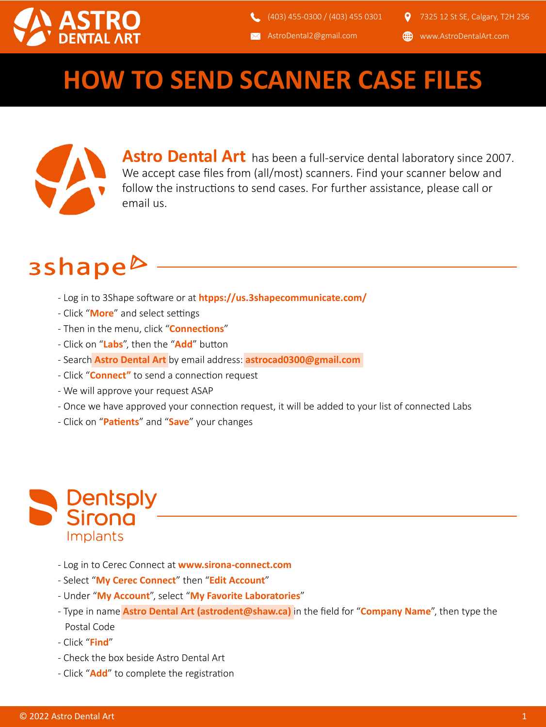ASTRO DENTAL ART

(403) 455-0300 / (403) 455 0301
AstroDental2@gmail.com
7325 12 St SE, Calgary, T2H 2S6
www.AstroDentalArt.com

# HOW TO SEND SCANNER CASE FILES

**Astro Dental Art** has been a full-service dental laboratory since 2007. We accept case files from (all/most) scanners. Find your scanner below and follow the instructions to send cases. For further assistance, please call or email us.

## 3shape

- Log in to 3Shape software or at **htpps://us.3shapecommunicate.com/**
- Click "**More**" and select settings
- Then in the menu, click "**Connections**"
- Click on "**Labs**", then the "**Add**" button
- Search **Astro Dental Art** by email address: **astrocad0300@gmail.com**
- Click "**Connect**" to send a connection request
- We will approve your request ASAP
- Once we have approved your connection request, it will be added to your list of connected Labs
- Click on "**Patients**" and "**Save**" your changes

## Dentsply Sirona Implants

- Log in to Cerec Connect at **www.sirona-connect.com**
- Select "**My Cerec Connect**" then "**Edit Account**"
- Under "**My Account**", select "**My Favorite Laboratories**"
- Type in name **Astro Dental Art (astrodent@shaw.ca)** in the field for "**Company Name**", then type the Postal Code
- Click "**Find**"
- Check the box beside Astro Dental Art
- Click "**Add**" to complete the registration

© 2022 Astro Dental Art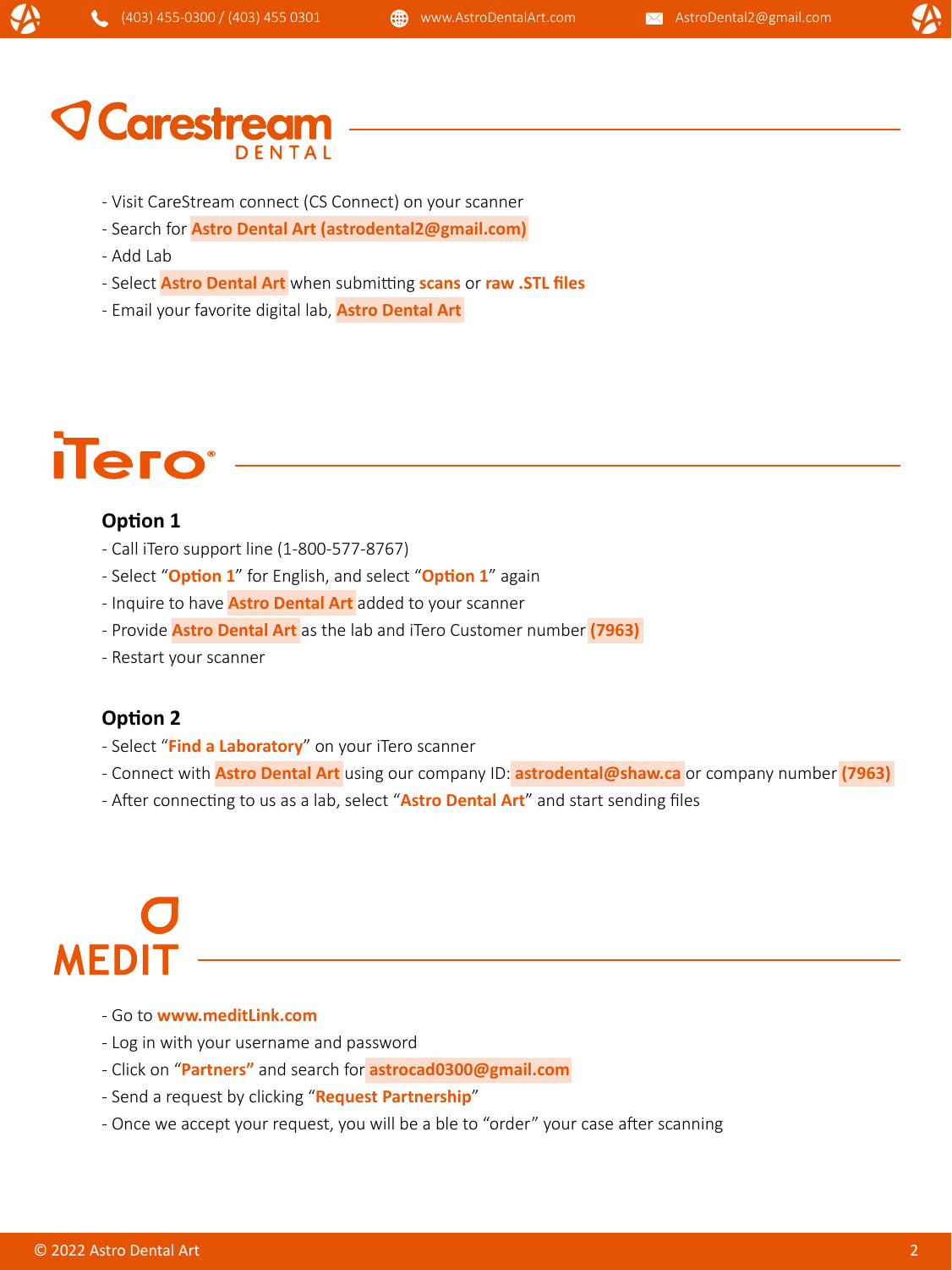## Carestream DENTAL

- Visit CareStream connect (CS Connect) on your scanner
- Search for **Astro Dental Art (astrodental2@gmail.com)**
- Add Lab
- Select **Astro Dental Art** when submitting **scans** or **raw .STL files**
- Email your favorite digital lab, **Astro Dental Art**

## iTero®

### Option 1

- Call iTero support line (1-800-577-8767)
- Select "**Option 1**" for English, and select "**Option 1**" again
- Inquire to have **Astro Dental Art** added to your scanner
- Provide **Astro Dental Art** as the lab and iTero Customer number **(7963)**
- Restart your scanner

### Option 2

- Select "**Find a Laboratory**" on your iTero scanner
- Connect with **Astro Dental Art** using our company ID: **astrodental@shaw.ca** or company number **(7963)**
- After connecting to us as a lab, select "**Astro Dental Art**" and start sending files

## MEDIT

- Go to **www.meditLink.com**
- Log in with your username and password
- Click on "**Partners**" and search for **astrocad0300@gmail.com**
- Send a request by clicking "**Request Partnership**"
- Once we accept your request, you will be a ble to "order" your case after scanning

© 2022 Astro Dental Art